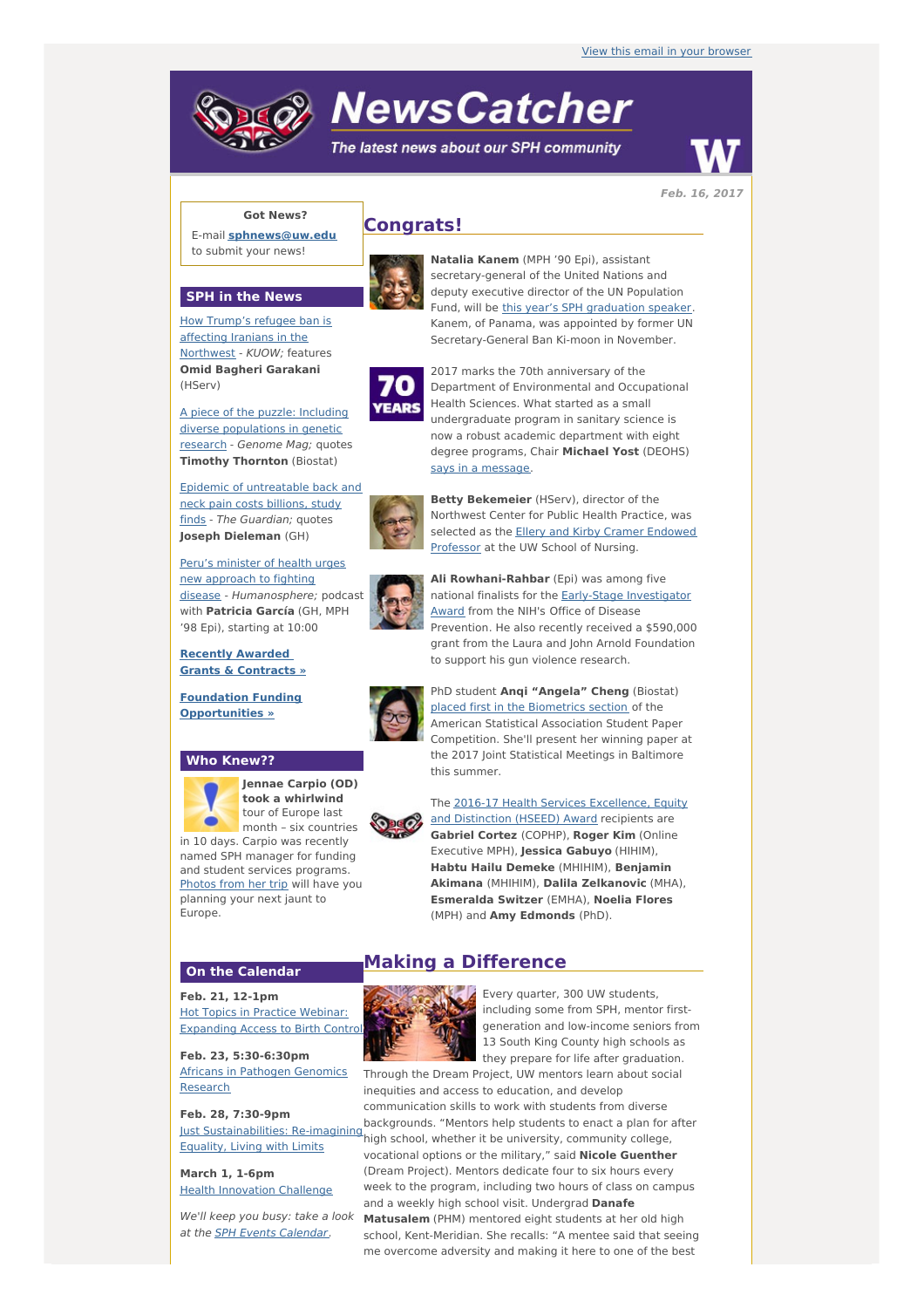View this email in your browser

# NewsCatcher

*The latest news about our SPH community*

**Feb. 16, 2017**

**Got News?**

E-mail **sphnews@uw.edu** to submit your news!

## SPH in the News

How Trump's refugee ban is affecting Iranians in the Northwest - *KUOW;* features **Omid Bagheri Garakani** (HServ)

A piece of the puzzle: Including diverse populations in genetic research - *Genome Mag;* quotes **Timothy Thornton** (Biostat)

Epidemic of untreatable back and neck pain costs billions, study finds - *The Guardian;* quotes **Joseph Dieleman** (GH)

Peru's minister of health urges new approach to fighting disease - *Humanosphere;* podcast with **Patricia García** (GH, MPH '98 Epi), starting at 10:00

**Recently Awarded Grants & Contracts »**

**Foundation Funding Opportunities »**

## Who Knew??

**Jennae Carpio (OD) took a whirlwind** tour of Europe last month – six countries in 10 days. Carpio was recently named SPH manager for funding and student services programs. Photos from her trip will have you planning your next jaunt to Europe.

## On the Calendar

**Feb. 21, 12-1pm**
Hot Topics in Practice Webinar: Expanding Access to Birth Control

**Feb. 23, 5:30-6:30pm**
Africans in Pathogen Genomics Research

**Feb. 28, 7:30-9pm**
Just Sustainabilities: Re-imagining Equality, Living with Limits

**March 1, 1-6pm**
Health Innovation Challenge

*We'll keep you busy: take a look at the SPH Events Calendar.*

## Congrats!

**Natalia Kanem** (MPH '90 Epi), assistant secretary-general of the United Nations and deputy executive director of the UN Population Fund, will be this year's SPH graduation speaker. Kanem, of Panama, was appointed by former UN Secretary-General Ban Ki-moon in November.

2017 marks the 70th anniversary of the Department of Environmental and Occupational Health Sciences. What started as a small undergraduate program in sanitary science is now a robust academic department with eight degree programs, Chair **Michael Yost** (DEOHS) says in a message.

**Betty Bekemeier** (HServ), director of the Northwest Center for Public Health Practice, was selected as the Ellery and Kirby Cramer Endowed Professor at the UW School of Nursing.

**Ali Rowhani-Rahbar** (Epi) was among five national finalists for the Early-Stage Investigator Award from the NIH's Office of Disease Prevention. He also recently received a $590,000 grant from the Laura and John Arnold Foundation to support his gun violence research.

PhD student **Anqi "Angela" Cheng** (Biostat) placed first in the Biometrics section of the American Statistical Association Student Paper Competition. She'll present her winning paper at the 2017 Joint Statistical Meetings in Baltimore this summer.

The 2016-17 Health Services Excellence, Equity and Distinction (HSEED) Award recipients are **Gabriel Cortez** (COPHP), **Roger Kim** (Online Executive MPH), **Jessica Gabuyo** (HIHIM), **Habtu Hailu Demeke** (MHIHIM), **Benjamin Akimana** (MHIHIM), **Dalila Zelkanovic** (MHA), **Esmeralda Switzer** (EMHA), **Noelia Flores** (MPH) and **Amy Edmonds** (PhD).

## Making a Difference

Every quarter, 300 UW students, including some from SPH, mentor first-generation and low-income seniors from 13 South King County high schools as they prepare for life after graduation. Through the Dream Project, UW mentors learn about social inequities and access to education, and develop communication skills to work with students from diverse backgrounds. "Mentors help students to enact a plan for after high school, whether it be university, community college, vocational options or the military," said **Nicole Guenther** (Dream Project). Mentors dedicate four to six hours every week to the program, including two hours of class on campus and a weekly high school visit. Undergrad **Danafe Matusalem** (PHM) mentored eight students at her old high school, Kent-Meridian. She recalls: "A mentee said that seeing me overcome adversity and making it here to one of the best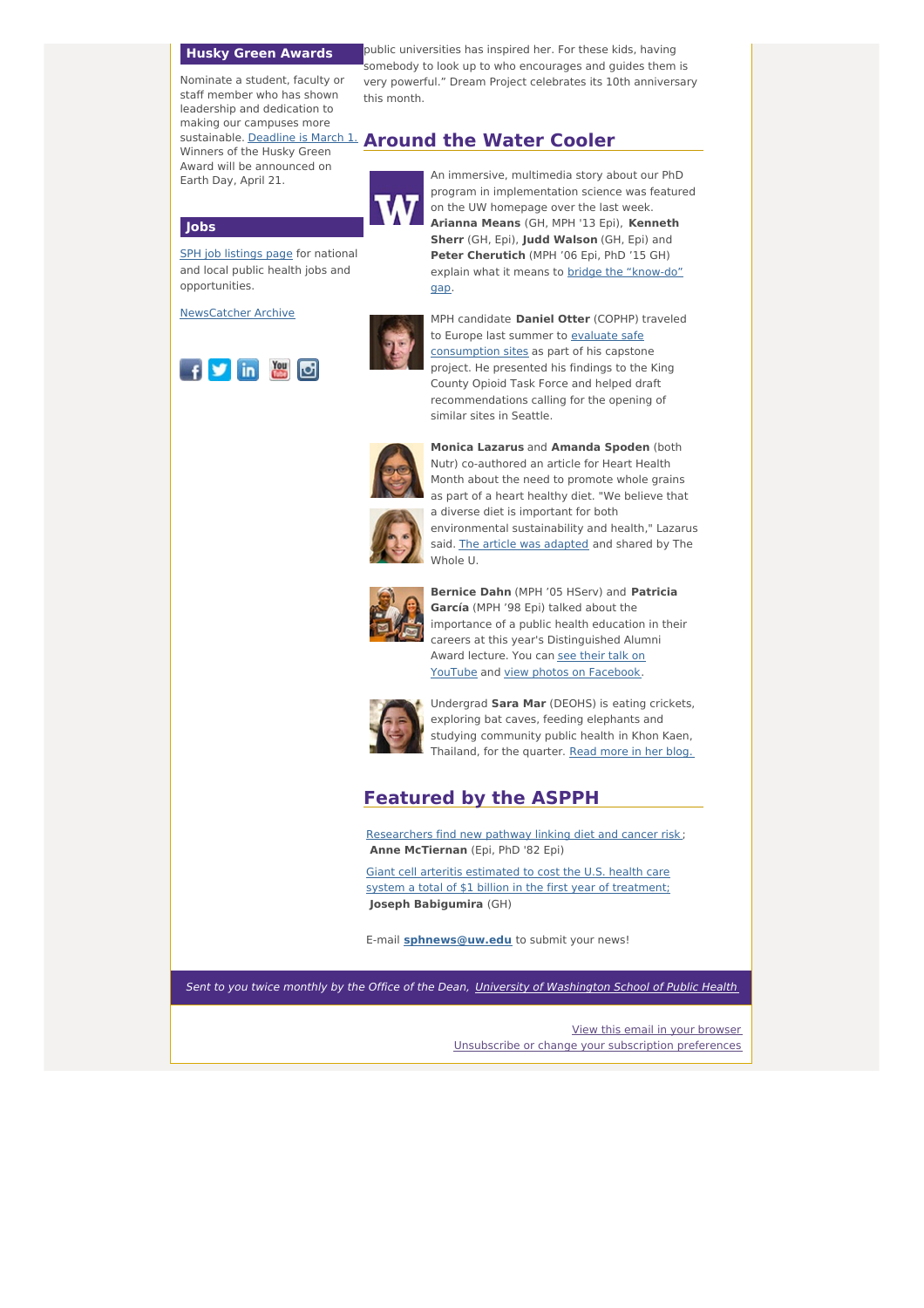## Husky Green Awards

Nominate a student, faculty or staff member who has shown leadership and dedication to making our campuses more sustainable. Deadline is March 1. Winners of the Husky Green Award will be announced on Earth Day, April 21.

## Jobs

SPH job listings page for national and local public health jobs and opportunities.

NewsCatcher Archive

public universities has inspired her. For these kids, having somebody to look up to who encourages and guides them is very powerful." Dream Project celebrates its 10th anniversary this month.

## Around the Water Cooler

An immersive, multimedia story about our PhD program in implementation science was featured on the UW homepage over the last week. **Arianna Means** (GH, MPH '13 Epi), **Kenneth Sherr** (GH, Epi), **Judd Walson** (GH, Epi) and **Peter Cherutich** (MPH '06 Epi, PhD '15 GH) explain what it means to bridge the "know-do" gap.

MPH candidate **Daniel Otter** (COPHP) traveled to Europe last summer to evaluate safe consumption sites as part of his capstone project. He presented his findings to the King County Opioid Task Force and helped draft recommendations calling for the opening of similar sites in Seattle.

**Monica Lazarus** and **Amanda Spoden** (both Nutr) co-authored an article for Heart Health Month about the need to promote whole grains as part of a heart healthy diet. "We believe that a diverse diet is important for both environmental sustainability and health," Lazarus said. The article was adapted and shared by The Whole U.

**Bernice Dahn** (MPH '05 HServ) and **Patricia García** (MPH '98 Epi) talked about the importance of a public health education in their careers at this year's Distinguished Alumni Award lecture. You can see their talk on YouTube and view photos on Facebook.

Undergrad **Sara Mar** (DEOHS) is eating crickets, exploring bat caves, feeding elephants and studying community public health in Khon Kaen, Thailand, for the quarter. Read more in her blog.

## Featured by the ASPPH

Researchers find new pathway linking diet and cancer risk; **Anne McTiernan** (Epi, PhD '82 Epi)

Giant cell arteritis estimated to cost the U.S. health care system a total of $1 billion in the first year of treatment; **Joseph Babigumira** (GH)

E-mail **sphnews@uw.edu** to submit your news!

*Sent to you twice monthly by the Office of the Dean, University of Washington School of Public Health*

View this email in your browser
Unsubscribe or change your subscription preferences